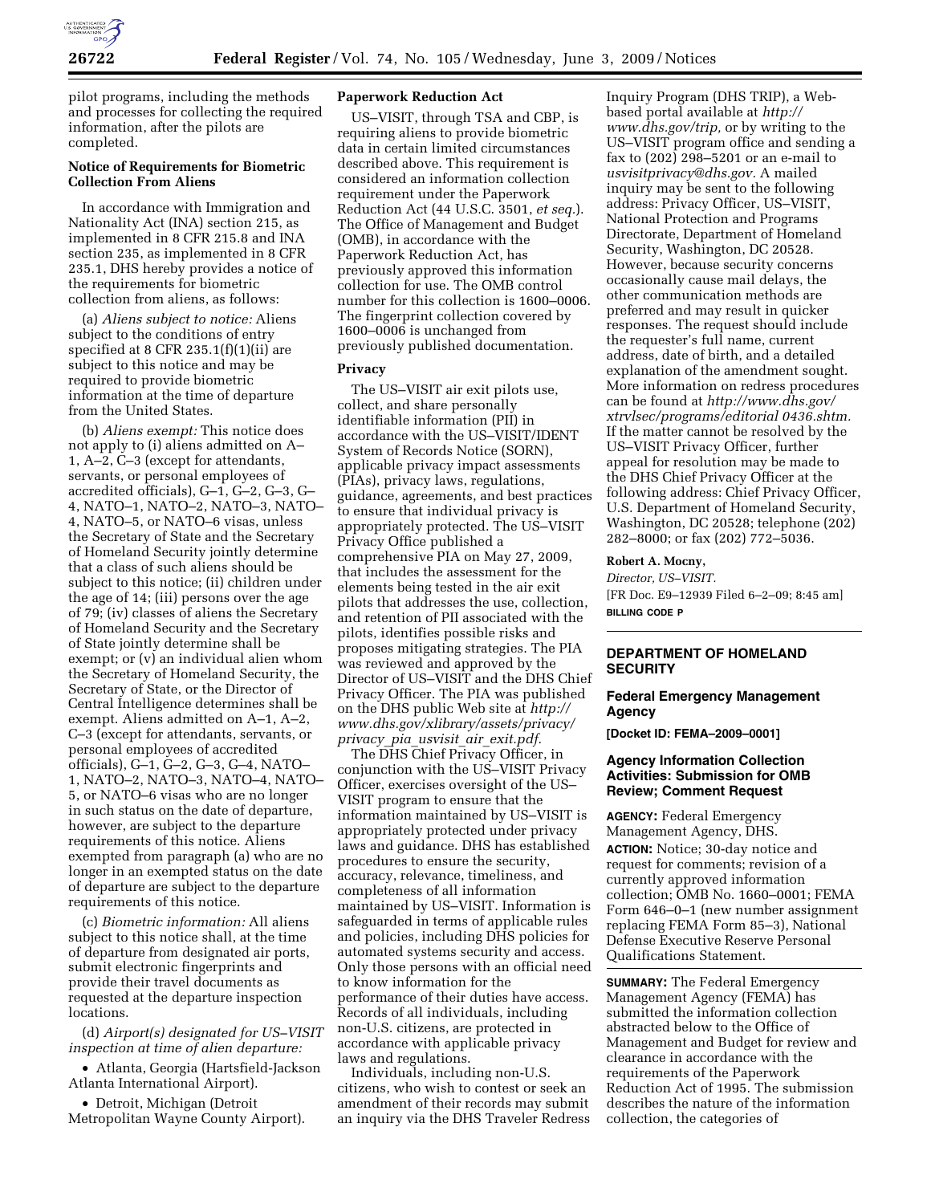pilot programs, including the methods and processes for collecting the required information, after the pilots are completed.

**Notice of Requirements for Biometric Collection From Aliens**

In accordance with Immigration and Nationality Act (INA) section 215, as implemented in 8 CFR 215.8 and INA section 235, as implemented in 8 CFR 235.1, DHS hereby provides a notice of the requirements for biometric collection from aliens, as follows:

(a) *Aliens subject to notice:* Aliens subject to the conditions of entry specified at 8 CFR 235.1(f)(1)(ii) are subject to this notice and may be required to provide biometric information at the time of departure from the United States.

(b) *Aliens exempt:* This notice does not apply to (i) aliens admitted on A–1, A–2, C–3 (except for attendants, servants, or personal employees of accredited officials), G–1, G–2, G–3, G–4, NATO–1, NATO–2, NATO–3, NATO–4, NATO–5, or NATO–6 visas, unless the Secretary of State and the Secretary of Homeland Security jointly determine that a class of such aliens should be subject to this notice; (ii) children under the age of 14; (iii) persons over the age of 79; (iv) classes of aliens the Secretary of Homeland Security and the Secretary of State jointly determine shall be exempt; or (v) an individual alien whom the Secretary of Homeland Security, the Secretary of State, or the Director of Central Intelligence determines shall be exempt. Aliens admitted on A–1, A–2, C–3 (except for attendants, servants, or personal employees of accredited officials), G–1, G–2, G–3, G–4, NATO–1, NATO–2, NATO–3, NATO–4, NATO–5, or NATO–6 visas who are no longer in such status on the date of departure, however, are subject to the departure requirements of this notice. Aliens exempted from paragraph (a) who are no longer in an exempted status on the date of departure are subject to the departure requirements of this notice.

(c) *Biometric information:* All aliens subject to this notice shall, at the time of departure from designated air ports, submit electronic fingerprints and provide their travel documents as requested at the departure inspection locations.

(d) *Airport(s) designated for US–VISIT inspection at time of alien departure:*

- Atlanta, Georgia (Hartsfield-Jackson Atlanta International Airport).
- Detroit, Michigan (Detroit Metropolitan Wayne County Airport).

**Paperwork Reduction Act**

US–VISIT, through TSA and CBP, is requiring aliens to provide biometric data in certain limited circumstances described above. This requirement is considered an information collection requirement under the Paperwork Reduction Act (44 U.S.C. 3501, *et seq.*). The Office of Management and Budget (OMB), in accordance with the Paperwork Reduction Act, has previously approved this information collection for use. The OMB control number for this collection is 1600–0006. The fingerprint collection covered by 1600–0006 is unchanged from previously published documentation.

**Privacy**

The US–VISIT air exit pilots use, collect, and share personally identifiable information (PII) in accordance with the US–VISIT/IDENT System of Records Notice (SORN), applicable privacy impact assessments (PIAs), privacy laws, regulations, guidance, agreements, and best practices to ensure that individual privacy is appropriately protected. The US–VISIT Privacy Office published a comprehensive PIA on May 27, 2009, that includes the assessment for the elements being tested in the air exit pilots that addresses the use, collection, and retention of PII associated with the pilots, identifies possible risks and proposes mitigating strategies. The PIA was reviewed and approved by the Director of US–VISIT and the DHS Chief Privacy Officer. The PIA was published on the DHS public Web site at *http://www.dhs.gov/xlibrary/assets/privacy/privacy_pia_usvisit_air_exit.pdf.*

The DHS Chief Privacy Officer, in conjunction with the US–VISIT Privacy Officer, exercises oversight of the US–VISIT program to ensure that the information maintained by US–VISIT is appropriately protected under privacy laws and guidance. DHS has established procedures to ensure the security, accuracy, relevance, timeliness, and completeness of all information maintained by US–VISIT. Information is safeguarded in terms of applicable rules and policies, including DHS policies for automated systems security and access. Only those persons with an official need to know information for the performance of their duties have access. Records of all individuals, including non-U.S. citizens, are protected in accordance with applicable privacy laws and regulations.

Individuals, including non-U.S. citizens, who wish to contest or seek an amendment of their records may submit an inquiry via the DHS Traveler Redress Inquiry Program (DHS TRIP), a Web-based portal available at *http://www.dhs.gov/trip,* or by writing to the US–VISIT program office and sending a fax to (202) 298–5201 or an e-mail to *usvisitprivacy@dhs.gov.* A mailed inquiry may be sent to the following address: Privacy Officer, US–VISIT, National Protection and Programs Directorate, Department of Homeland Security, Washington, DC 20528. However, because security concerns occasionally cause mail delays, the other communication methods are preferred and may result in quicker responses. The request should include the requester's full name, current address, date of birth, and a detailed explanation of the amendment sought. More information on redress procedures can be found at *http://www.dhs.gov/xtrvlsec/programs/editorial 0436.shtm.* If the matter cannot be resolved by the US–VISIT Privacy Officer, further appeal for resolution may be made to the DHS Chief Privacy Officer at the following address: Chief Privacy Officer, U.S. Department of Homeland Security, Washington, DC 20528; telephone (202) 282–8000; or fax (202) 772–5036.

**Robert A. Mocny,**

*Director, US–VISIT.*

[FR Doc. E9–12939 Filed 6–2–09; 8:45 am]

**BILLING CODE P**

---

## DEPARTMENT OF HOMELAND SECURITY

### Federal Emergency Management Agency

**[Docket ID: FEMA–2009–0001]**

### Agency Information Collection Activities: Submission for OMB Review; Comment Request

**AGENCY:** Federal Emergency Management Agency, DHS.

**ACTION:** Notice; 30-day notice and request for comments; revision of a currently approved information collection; OMB No. 1660–0001; FEMA Form 646–0–1 (new number assignment replacing FEMA Form 85–3), National Defense Executive Reserve Personal Qualifications Statement.

**SUMMARY:** The Federal Emergency Management Agency (FEMA) has submitted the information collection abstracted below to the Office of Management and Budget for review and clearance in accordance with the requirements of the Paperwork Reduction Act of 1995. The submission describes the nature of the information collection, the categories of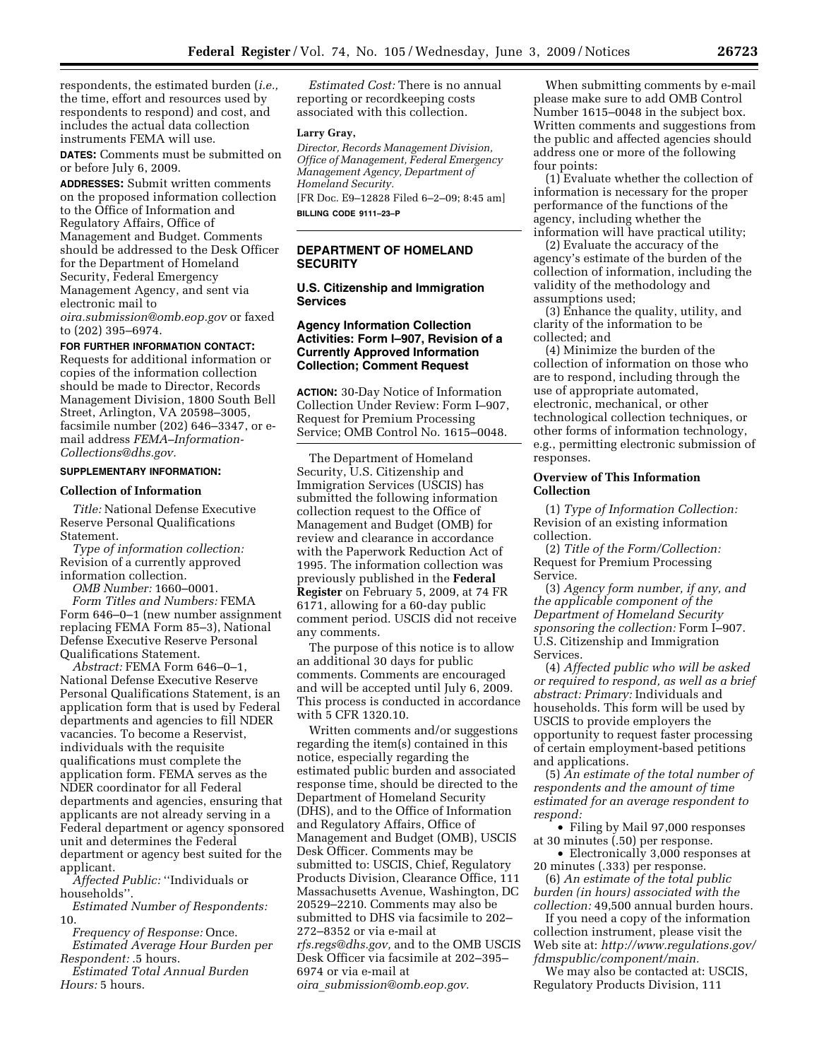respondents, the estimated burden (*i.e.,* the time, effort and resources used by respondents to respond) and cost, and includes the actual data collection instruments FEMA will use.

**DATES:** Comments must be submitted on or before July 6, 2009.

**ADDRESSES:** Submit written comments on the proposed information collection to the Office of Information and Regulatory Affairs, Office of Management and Budget. Comments should be addressed to the Desk Officer for the Department of Homeland Security, Federal Emergency Management Agency, and sent via electronic mail to *oira.submission@omb.eop.gov* or faxed to (202) 395–6974.

**FOR FURTHER INFORMATION CONTACT:** Requests for additional information or copies of the information collection should be made to Director, Records Management Division, 1800 South Bell Street, Arlington, VA 20598–3005, facsimile number (202) 646–3347, or e-mail address *FEMA–Information-Collections@dhs.gov.*

**SUPPLEMENTARY INFORMATION:**

**Collection of Information**

*Title:* National Defense Executive Reserve Personal Qualifications Statement.

*Type of information collection:* Revision of a currently approved information collection.

*OMB Number:* 1660–0001.

*Form Titles and Numbers:* FEMA Form 646–0–1 (new number assignment replacing FEMA Form 85–3), National Defense Executive Reserve Personal Qualifications Statement.

*Abstract:* FEMA Form 646–0–1, National Defense Executive Reserve Personal Qualifications Statement, is an application form that is used by Federal departments and agencies to fill NDER vacancies. To become a Reservist, individuals with the requisite qualifications must complete the application form. FEMA serves as the NDER coordinator for all Federal departments and agencies, ensuring that applicants are not already serving in a Federal department or agency sponsored unit and determines the Federal department or agency best suited for the applicant.

*Affected Public:* ''Individuals or households''.

*Estimated Number of Respondents:* 10.

*Frequency of Response:* Once.

*Estimated Average Hour Burden per Respondent:* .5 hours.

*Estimated Total Annual Burden Hours:* 5 hours.

*Estimated Cost:* There is no annual reporting or recordkeeping costs associated with this collection.

**Larry Gray,**

*Director, Records Management Division, Office of Management, Federal Emergency Management Agency, Department of Homeland Security.*

[FR Doc. E9–12828 Filed 6–2–09; 8:45 am]

**BILLING CODE 9111–23–P**

## DEPARTMENT OF HOMELAND SECURITY

### U.S. Citizenship and Immigration Services

### Agency Information Collection Activities: Form I–907, Revision of a Currently Approved Information Collection; Comment Request

**ACTION:** 30-Day Notice of Information Collection Under Review: Form I–907, Request for Premium Processing Service; OMB Control No. 1615–0048.

The Department of Homeland Security, U.S. Citizenship and Immigration Services (USCIS) has submitted the following information collection request to the Office of Management and Budget (OMB) for review and clearance in accordance with the Paperwork Reduction Act of 1995. The information collection was previously published in the **Federal Register** on February 5, 2009, at 74 FR 6171, allowing for a 60-day public comment period. USCIS did not receive any comments.

The purpose of this notice is to allow an additional 30 days for public comments. Comments are encouraged and will be accepted until July 6, 2009. This process is conducted in accordance with 5 CFR 1320.10.

Written comments and/or suggestions regarding the item(s) contained in this notice, especially regarding the estimated public burden and associated response time, should be directed to the Department of Homeland Security (DHS), and to the Office of Information and Regulatory Affairs, Office of Management and Budget (OMB), USCIS Desk Officer. Comments may be submitted to: USCIS, Chief, Regulatory Products Division, Clearance Office, 111 Massachusetts Avenue, Washington, DC 20529–2210. Comments may also be submitted to DHS via facsimile to 202–272–8352 or via e-mail at *rfs.regs@dhs.gov,* and to the OMB USCIS Desk Officer via facsimile at 202–395–6974 or via e-mail at *oira_submission@omb.eop.gov.*

When submitting comments by e-mail please make sure to add OMB Control Number 1615–0048 in the subject box. Written comments and suggestions from the public and affected agencies should address one or more of the following four points:

(1) Evaluate whether the collection of information is necessary for the proper performance of the functions of the agency, including whether the information will have practical utility;

(2) Evaluate the accuracy of the agency's estimate of the burden of the collection of information, including the validity of the methodology and assumptions used;

(3) Enhance the quality, utility, and clarity of the information to be collected; and

(4) Minimize the burden of the collection of information on those who are to respond, including through the use of appropriate automated, electronic, mechanical, or other technological collection techniques, or other forms of information technology, e.g., permitting electronic submission of responses.

**Overview of This Information Collection**

(1) *Type of Information Collection:* Revision of an existing information collection.

(2) *Title of the Form/Collection:* Request for Premium Processing Service.

(3) *Agency form number, if any, and the applicable component of the Department of Homeland Security sponsoring the collection:* Form I–907. U.S. Citizenship and Immigration Services.

(4) *Affected public who will be asked or required to respond, as well as a brief abstract: Primary:* Individuals and households. This form will be used by USCIS to provide employers the opportunity to request faster processing of certain employment-based petitions and applications.

(5) *An estimate of the total number of respondents and the amount of time estimated for an average respondent to respond:*

- Filing by Mail 97,000 responses at 30 minutes (.50) per response.
- Electronically 3,000 responses at 20 minutes (.333) per response.

(6) *An estimate of the total public burden (in hours) associated with the collection:* 49,500 annual burden hours.

If you need a copy of the information collection instrument, please visit the Web site at: *http://www.regulations.gov/fdmspublic/component/main.*

We may also be contacted at: USCIS, Regulatory Products Division, 111